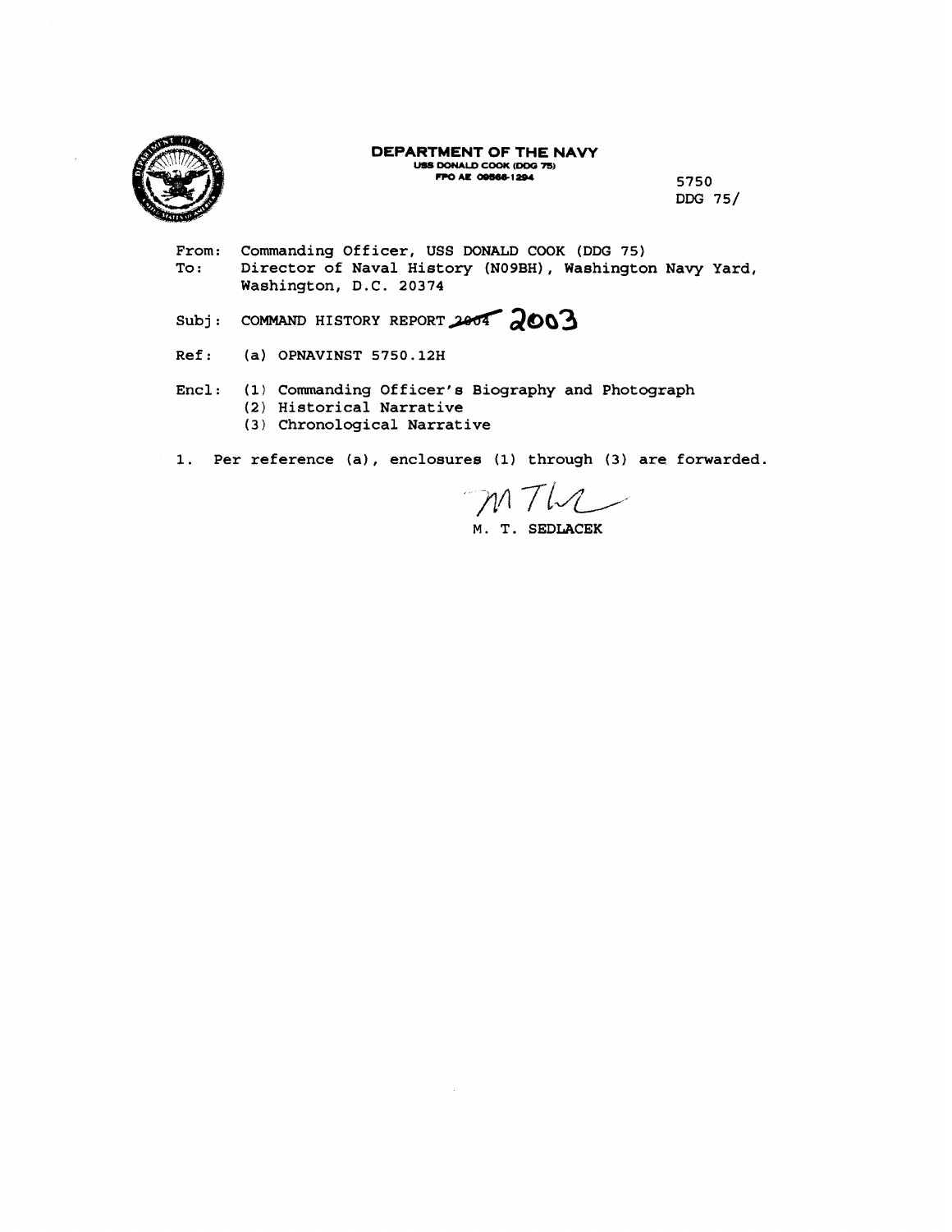**DEPARTMENT OF THE NAVY**
USS DONALD COOK (DDG 75)
FPO AE 09566-1294

5750
DDG 75/

From: Commanding Officer, USS DONALD COOK (DDG 75)
To: Director of Naval History (N09BH), Washington Navy Yard, Washington, D.C. 20374

Subj: COMMAND HISTORY REPORT ~~2004~~ 2003

Ref: (a) OPNAVINST 5750.12H

Encl: (1) Commanding Officer's Biography and Photograph
(2) Historical Narrative
(3) Chronological Narrative

1. Per reference (a), enclosures (1) through (3) are forwarded.

M. T. SEDLACEK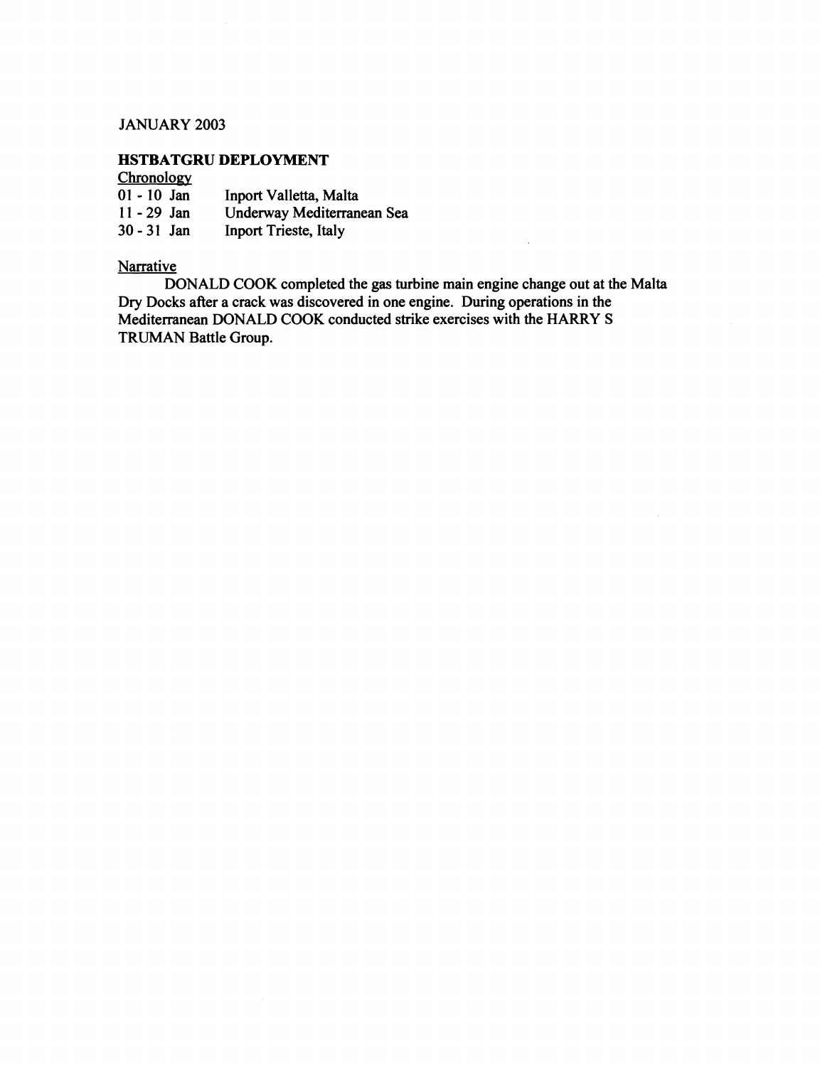JANUARY 2003

**HSTBATGRU DEPLOYMENT**

Chronology

| | |
|---|---|
| 01 - 10 Jan | Inport Valletta, Malta |
| 11 - 29 Jan | Underway Mediterranean Sea |
| 30 - 31 Jan | Inport Trieste, Italy |

Narrative

DONALD COOK completed the gas turbine main engine change out at the Malta Dry Docks after a crack was discovered in one engine. During operations in the Mediterranean DONALD COOK conducted strike exercises with the HARRY S TRUMAN Battle Group.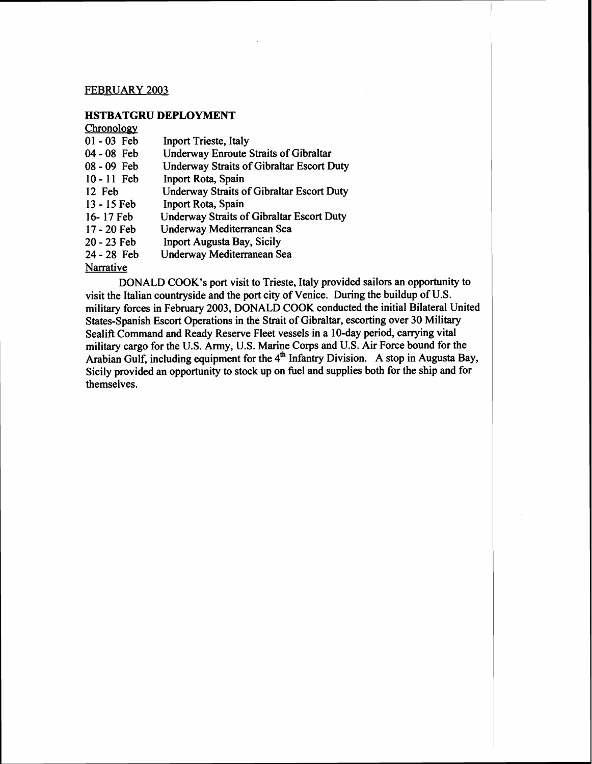FEBRUARY 2003

## HSTBATGRU DEPLOYMENT

Chronology

| | |
|---|---|
| 01 - 03 Feb | Inport Trieste, Italy |
| 04 - 08 Feb | Underway Enroute Straits of Gibraltar |
| 08 - 09 Feb | Underway Straits of Gibraltar Escort Duty |
| 10 - 11 Feb | Inport Rota, Spain |
| 12 Feb | Underway Straits of Gibraltar Escort Duty |
| 13 - 15 Feb | Inport Rota, Spain |
| 16- 17 Feb | Underway Straits of Gibraltar Escort Duty |
| 17 - 20 Feb | Underway Mediterranean Sea |
| 20 - 23 Feb | Inport Augusta Bay, Sicily |
| 24 - 28 Feb | Underway Mediterranean Sea |

Narrative

DONALD COOK's port visit to Trieste, Italy provided sailors an opportunity to visit the Italian countryside and the port city of Venice. During the buildup of U.S. military forces in February 2003, DONALD COOK conducted the initial Bilateral United States-Spanish Escort Operations in the Strait of Gibraltar, escorting over 30 Military Sealift Command and Ready Reserve Fleet vessels in a 10-day period, carrying vital military cargo for the U.S. Army, U.S. Marine Corps and U.S. Air Force bound for the Arabian Gulf, including equipment for the 4th Infantry Division. A stop in Augusta Bay, Sicily provided an opportunity to stock up on fuel and supplies both for the ship and for themselves.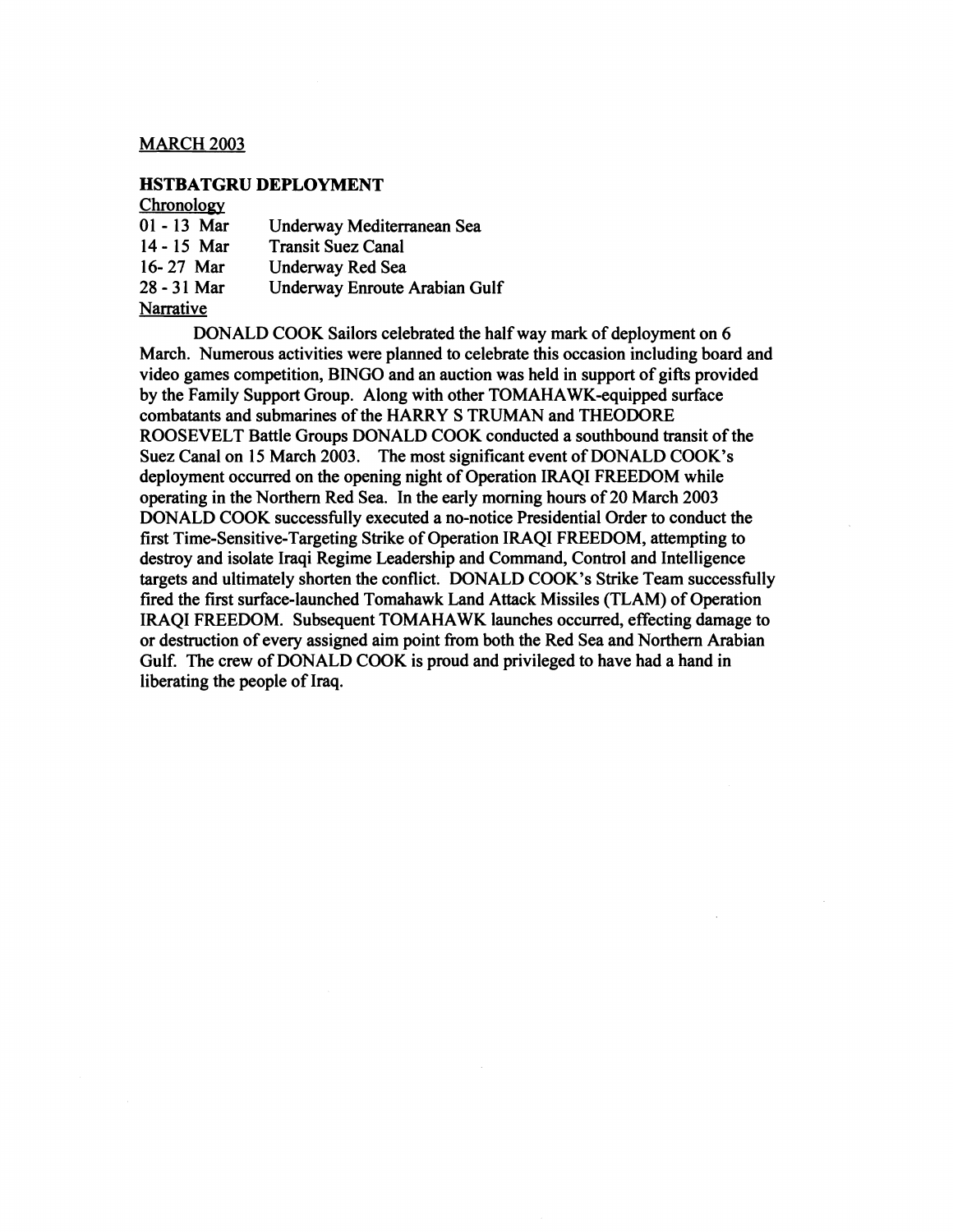MARCH 2003

**HSTBATGRU DEPLOYMENT**

Chronology

| | |
|---|---|
| 01 - 13 Mar | Underway Mediterranean Sea |
| 14 - 15 Mar | Transit Suez Canal |
| 16- 27 Mar | Underway Red Sea |
| 28 - 31 Mar | Underway Enroute Arabian Gulf |

Narrative

DONALD COOK Sailors celebrated the half way mark of deployment on 6 March. Numerous activities were planned to celebrate this occasion including board and video games competition, BINGO and an auction was held in support of gifts provided by the Family Support Group. Along with other TOMAHAWK-equipped surface combatants and submarines of the HARRY S TRUMAN and THEODORE ROOSEVELT Battle Groups DONALD COOK conducted a southbound transit of the Suez Canal on 15 March 2003. The most significant event of DONALD COOK's deployment occurred on the opening night of Operation IRAQI FREEDOM while operating in the Northern Red Sea. In the early morning hours of 20 March 2003 DONALD COOK successfully executed a no-notice Presidential Order to conduct the first Time-Sensitive-Targeting Strike of Operation IRAQI FREEDOM, attempting to destroy and isolate Iraqi Regime Leadership and Command, Control and Intelligence targets and ultimately shorten the conflict. DONALD COOK's Strike Team successfully fired the first surface-launched Tomahawk Land Attack Missiles (TLAM) of Operation IRAQI FREEDOM. Subsequent TOMAHAWK launches occurred, effecting damage to or destruction of every assigned aim point from both the Red Sea and Northern Arabian Gulf. The crew of DONALD COOK is proud and privileged to have had a hand in liberating the people of Iraq.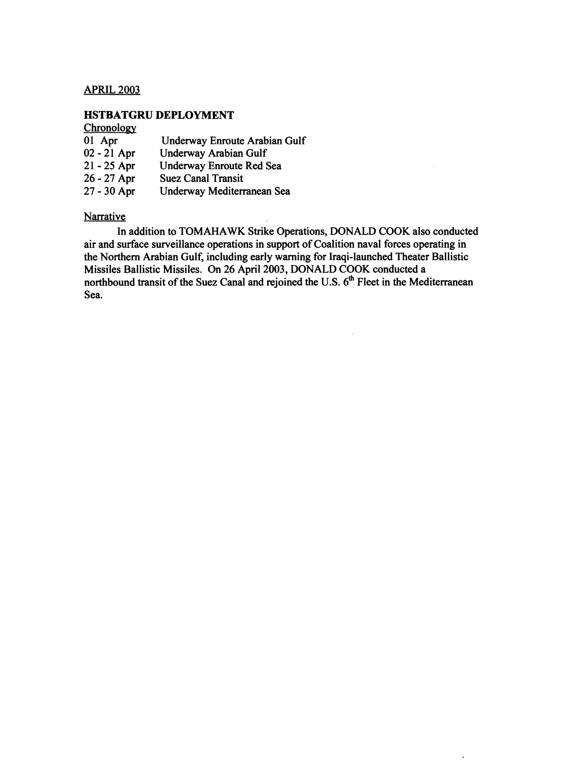APRIL 2003

**HSTBATGRU DEPLOYMENT**

Chronology

| | |
|---|---|
| 01 Apr | Underway Enroute Arabian Gulf |
| 02 - 21 Apr | Underway Arabian Gulf |
| 21 - 25 Apr | Underway Enroute Red Sea |
| 26 - 27 Apr | Suez Canal Transit |
| 27 - 30 Apr | Underway Mediterranean Sea |

Narrative

In addition to TOMAHAWK Strike Operations, DONALD COOK also conducted air and surface surveillance operations in support of Coalition naval forces operating in the Northern Arabian Gulf, including early warning for Iraqi-launched Theater Ballistic Missiles Ballistic Missiles. On 26 April 2003, DONALD COOK conducted a northbound transit of the Suez Canal and rejoined the U.S. 6th Fleet in the Mediterranean Sea.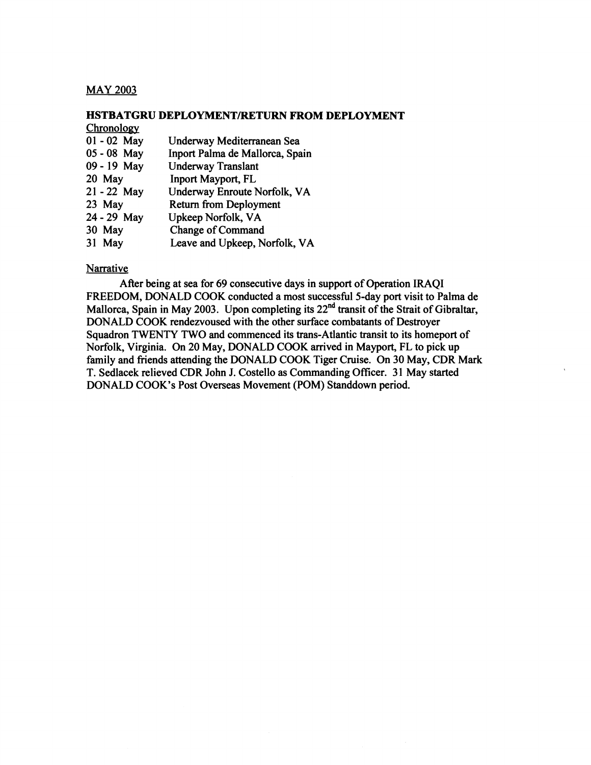MAY 2003

**HSTBATGRU DEPLOYMENT/RETURN FROM DEPLOYMENT**

Chronology

| | |
|---|---|
| 01 - 02 May | Underway Mediterranean Sea |
| 05 - 08 May | Inport Palma de Mallorca, Spain |
| 09 - 19 May | Underway Translant |
| 20 May | Inport Mayport, FL |
| 21 - 22 May | Underway Enroute Norfolk, VA |
| 23 May | Return from Deployment |
| 24 - 29 May | Upkeep Norfolk, VA |
| 30 May | Change of Command |
| 31 May | Leave and Upkeep, Norfolk, VA |

Narrative

After being at sea for 69 consecutive days in support of Operation IRAQI FREEDOM, DONALD COOK conducted a most successful 5-day port visit to Palma de Mallorca, Spain in May 2003. Upon completing its 22nd transit of the Strait of Gibraltar, DONALD COOK rendezvoused with the other surface combatants of Destroyer Squadron TWENTY TWO and commenced its trans-Atlantic transit to its homeport of Norfolk, Virginia. On 20 May, DONALD COOK arrived in Mayport, FL to pick up family and friends attending the DONALD COOK Tiger Cruise. On 30 May, CDR Mark T. Sedlacek relieved CDR John J. Costello as Commanding Officer. 31 May started DONALD COOK's Post Overseas Movement (POM) Standdown period.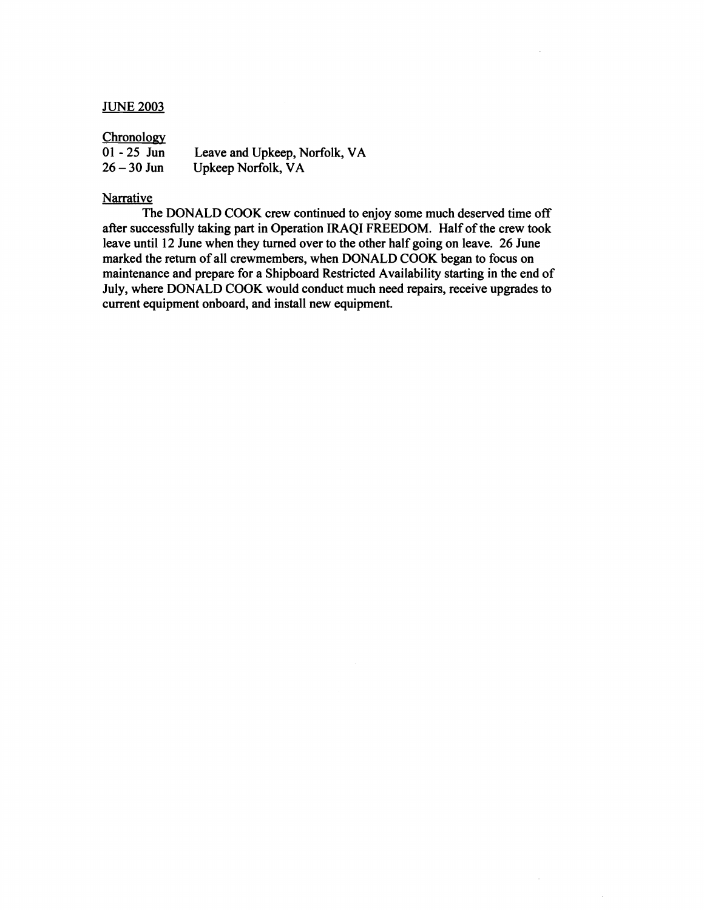## JUNE 2003

### Chronology

| | |
|---|---|
| 01 - 25 Jun | Leave and Upkeep, Norfolk, VA |
| 26 – 30 Jun | Upkeep Norfolk, VA |

### Narrative

The DONALD COOK crew continued to enjoy some much deserved time off after successfully taking part in Operation IRAQI FREEDOM. Half of the crew took leave until 12 June when they turned over to the other half going on leave. 26 June marked the return of all crewmembers, when DONALD COOK began to focus on maintenance and prepare for a Shipboard Restricted Availability starting in the end of July, where DONALD COOK would conduct much need repairs, receive upgrades to current equipment onboard, and install new equipment.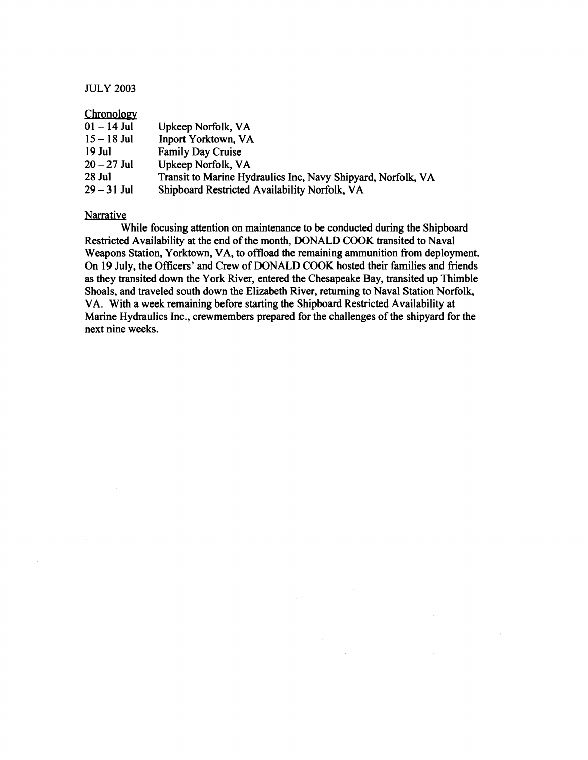JULY 2003

Chronology

| | |
|---|---|
| 01 – 14 Jul | Upkeep Norfolk, VA |
| 15 – 18 Jul | Inport Yorktown, VA |
| 19 Jul | Family Day Cruise |
| 20 – 27 Jul | Upkeep Norfolk, VA |
| 28 Jul | Transit to Marine Hydraulics Inc, Navy Shipyard, Norfolk, VA |
| 29 – 31 Jul | Shipboard Restricted Availability Norfolk, VA |

Narrative

While focusing attention on maintenance to be conducted during the Shipboard Restricted Availability at the end of the month, DONALD COOK transited to Naval Weapons Station, Yorktown, VA, to offload the remaining ammunition from deployment. On 19 July, the Officers' and Crew of DONALD COOK hosted their families and friends as they transited down the York River, entered the Chesapeake Bay, transited up Thimble Shoals, and traveled south down the Elizabeth River, returning to Naval Station Norfolk, VA. With a week remaining before starting the Shipboard Restricted Availability at Marine Hydraulics Inc., crewmembers prepared for the challenges of the shipyard for the next nine weeks.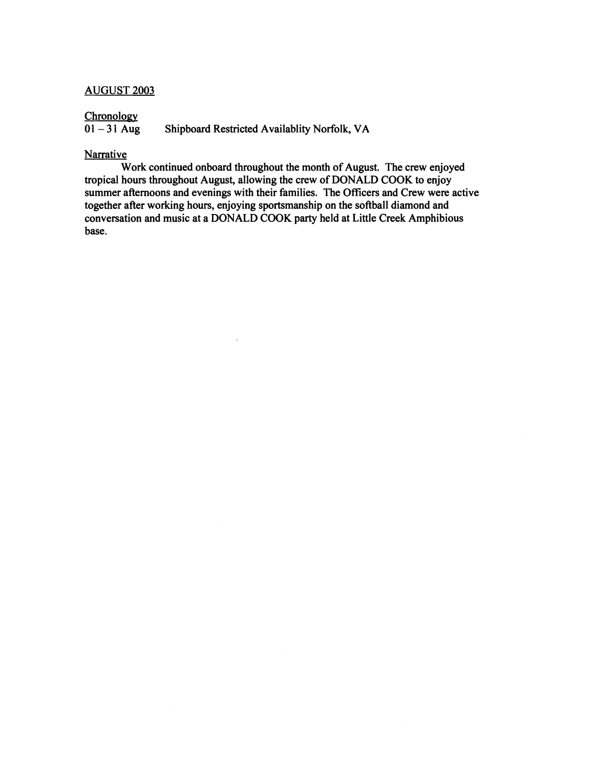## AUGUST 2003

### Chronology

01 – 31 Aug    Shipboard Restricted Availablity Norfolk, VA

### Narrative

Work continued onboard throughout the month of August. The crew enjoyed tropical hours throughout August, allowing the crew of DONALD COOK to enjoy summer afternoons and evenings with their families. The Officers and Crew were active together after working hours, enjoying sportsmanship on the softball diamond and conversation and music at a DONALD COOK party held at Little Creek Amphibious base.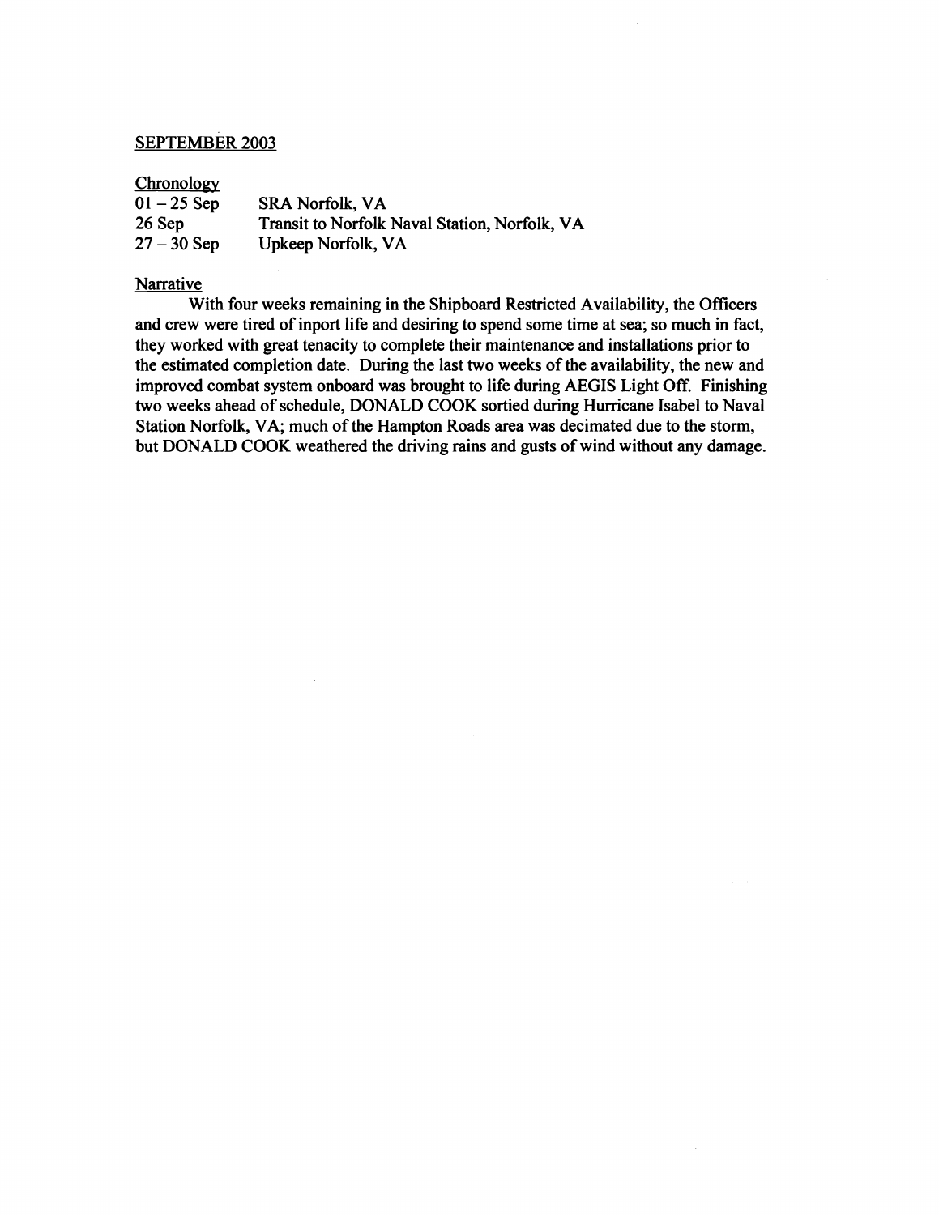## SEPTEMBER 2003

### Chronology

| | |
|---|---|
| 01 – 25 Sep | SRA Norfolk, VA |
| 26 Sep | Transit to Norfolk Naval Station, Norfolk, VA |
| 27 – 30 Sep | Upkeep Norfolk, VA |

### Narrative

With four weeks remaining in the Shipboard Restricted Availability, the Officers and crew were tired of inport life and desiring to spend some time at sea; so much in fact, they worked with great tenacity to complete their maintenance and installations prior to the estimated completion date. During the last two weeks of the availability, the new and improved combat system onboard was brought to life during AEGIS Light Off. Finishing two weeks ahead of schedule, DONALD COOK sortied during Hurricane Isabel to Naval Station Norfolk, VA; much of the Hampton Roads area was decimated due to the storm, but DONALD COOK weathered the driving rains and gusts of wind without any damage.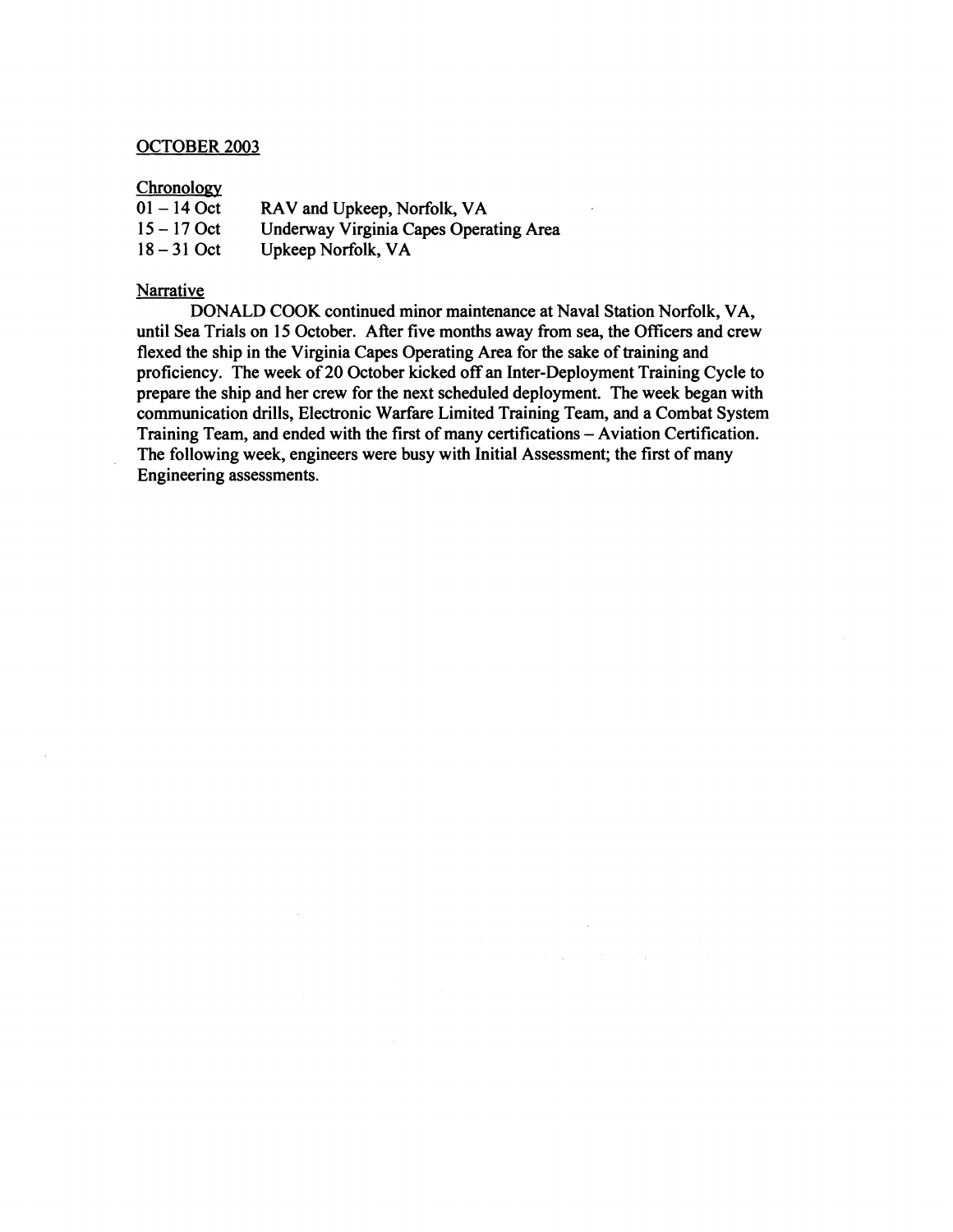## OCTOBER 2003

### Chronology

| | |
|---|---|
| 01 – 14 Oct | RAV and Upkeep, Norfolk, VA |
| 15 – 17 Oct | Underway Virginia Capes Operating Area |
| 18 – 31 Oct | Upkeep Norfolk, VA |

### Narrative

DONALD COOK continued minor maintenance at Naval Station Norfolk, VA, until Sea Trials on 15 October. After five months away from sea, the Officers and crew flexed the ship in the Virginia Capes Operating Area for the sake of training and proficiency. The week of 20 October kicked off an Inter-Deployment Training Cycle to prepare the ship and her crew for the next scheduled deployment. The week began with communication drills, Electronic Warfare Limited Training Team, and a Combat System Training Team, and ended with the first of many certifications – Aviation Certification. The following week, engineers were busy with Initial Assessment; the first of many Engineering assessments.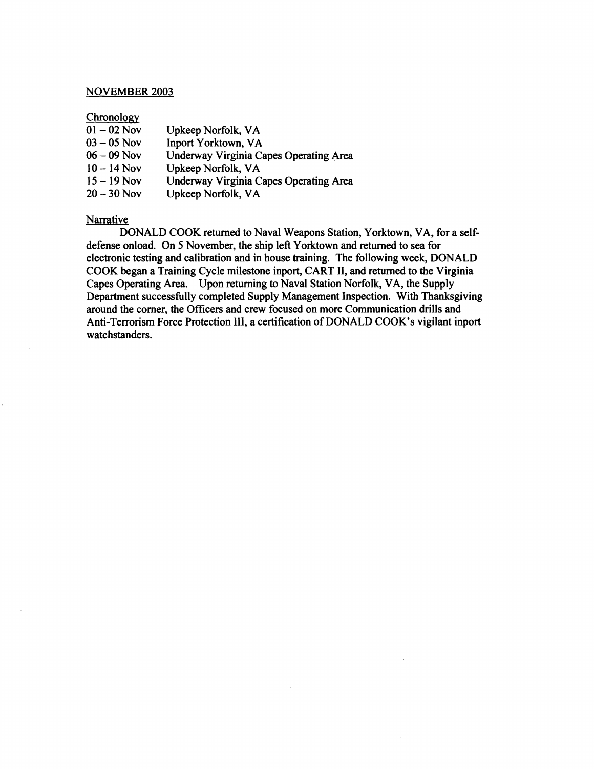## NOVEMBER 2003

### Chronology

| | |
|---|---|
| 01 – 02 Nov | Upkeep Norfolk, VA |
| 03 – 05 Nov | Inport Yorktown, VA |
| 06 – 09 Nov | Underway Virginia Capes Operating Area |
| 10 – 14 Nov | Upkeep Norfolk, VA |
| 15 – 19 Nov | Underway Virginia Capes Operating Area |
| 20 – 30 Nov | Upkeep Norfolk, VA |

### Narrative

DONALD COOK returned to Naval Weapons Station, Yorktown, VA, for a self-defense onload. On 5 November, the ship left Yorktown and returned to sea for electronic testing and calibration and in house training. The following week, DONALD COOK began a Training Cycle milestone inport, CART II, and returned to the Virginia Capes Operating Area. Upon returning to Naval Station Norfolk, VA, the Supply Department successfully completed Supply Management Inspection. With Thanksgiving around the corner, the Officers and crew focused on more Communication drills and Anti-Terrorism Force Protection III, a certification of DONALD COOK's vigilant inport watchstanders.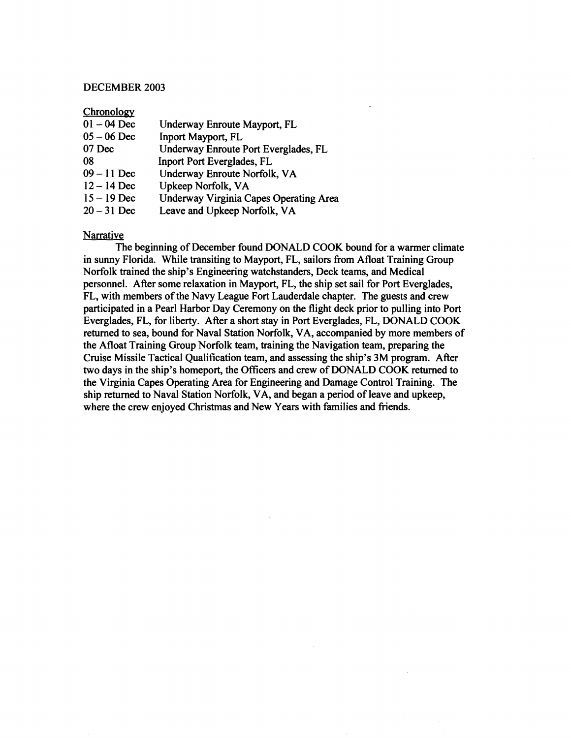DECEMBER 2003

Chronology

| | |
|---|---|
| 01 – 04 Dec | Underway Enroute Mayport, FL |
| 05 – 06 Dec | Inport Mayport, FL |
| 07 Dec | Underway Enroute Port Everglades, FL |
| 08 | Inport Port Everglades, FL |
| 09 – 11 Dec | Underway Enroute Norfolk, VA |
| 12 – 14 Dec | Upkeep Norfolk, VA |
| 15 – 19 Dec | Underway Virginia Capes Operating Area |
| 20 – 31 Dec | Leave and Upkeep Norfolk, VA |

Narrative

The beginning of December found DONALD COOK bound for a warmer climate in sunny Florida. While transiting to Mayport, FL, sailors from Afloat Training Group Norfolk trained the ship's Engineering watchstanders, Deck teams, and Medical personnel. After some relaxation in Mayport, FL, the ship set sail for Port Everglades, FL, with members of the Navy League Fort Lauderdale chapter. The guests and crew participated in a Pearl Harbor Day Ceremony on the flight deck prior to pulling into Port Everglades, FL, for liberty. After a short stay in Port Everglades, FL, DONALD COOK returned to sea, bound for Naval Station Norfolk, VA, accompanied by more members of the Afloat Training Group Norfolk team, training the Navigation team, preparing the Cruise Missile Tactical Qualification team, and assessing the ship's 3M program. After two days in the ship's homeport, the Officers and crew of DONALD COOK returned to the Virginia Capes Operating Area for Engineering and Damage Control Training. The ship returned to Naval Station Norfolk, VA, and began a period of leave and upkeep, where the crew enjoyed Christmas and New Years with families and friends.